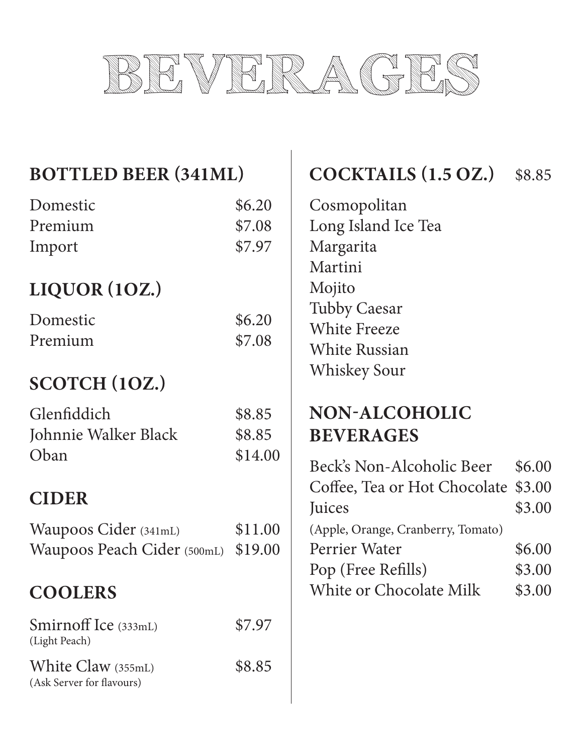# BEVERAGES

## BOTTLED BEER (341ML)

| Item | Price |
| --- | --- |
| Domestic | $6.20 |
| Premium | $7.08 |
| Import | $7.97 |

## LIQUOR (1OZ.)

| Item | Price |
| --- | --- |
| Domestic | $6.20 |
| Premium | $7.08 |

## SCOTCH (1OZ.)

| Item | Price |
| --- | --- |
| Glenfiddich | $8.85 |
| Johnnie Walker Black | $8.85 |
| Oban | $14.00 |

## CIDER

| Item | Price |
| --- | --- |
| Waupoos Cider (341mL) | $11.00 |
| Waupoos Peach Cider (500mL) | $19.00 |

## COOLERS

| Item | Price |
| --- | --- |
| Smirnoff Ice (333mL) (Light Peach) | $7.97 |
| White Claw (355mL) (Ask Server for flavours) | $8.85 |

## COCKTAILS (1.5 OZ.) $8.85

- Cosmopolitan
- Long Island Ice Tea
- Margarita
- Martini
- Mojito
- Tubby Caesar
- White Freeze
- White Russian
- Whiskey Sour

## NON-ALCOHOLIC BEVERAGES

| Item | Price |
| --- | --- |
| Beck's Non-Alcoholic Beer | $6.00 |
| Coffee, Tea or Hot Chocolate | $3.00 |
| Juices (Apple, Orange, Cranberry, Tomato) | $3.00 |
| Perrier Water | $6.00 |
| Pop (Free Refills) | $3.00 |
| White or Chocolate Milk | $3.00 |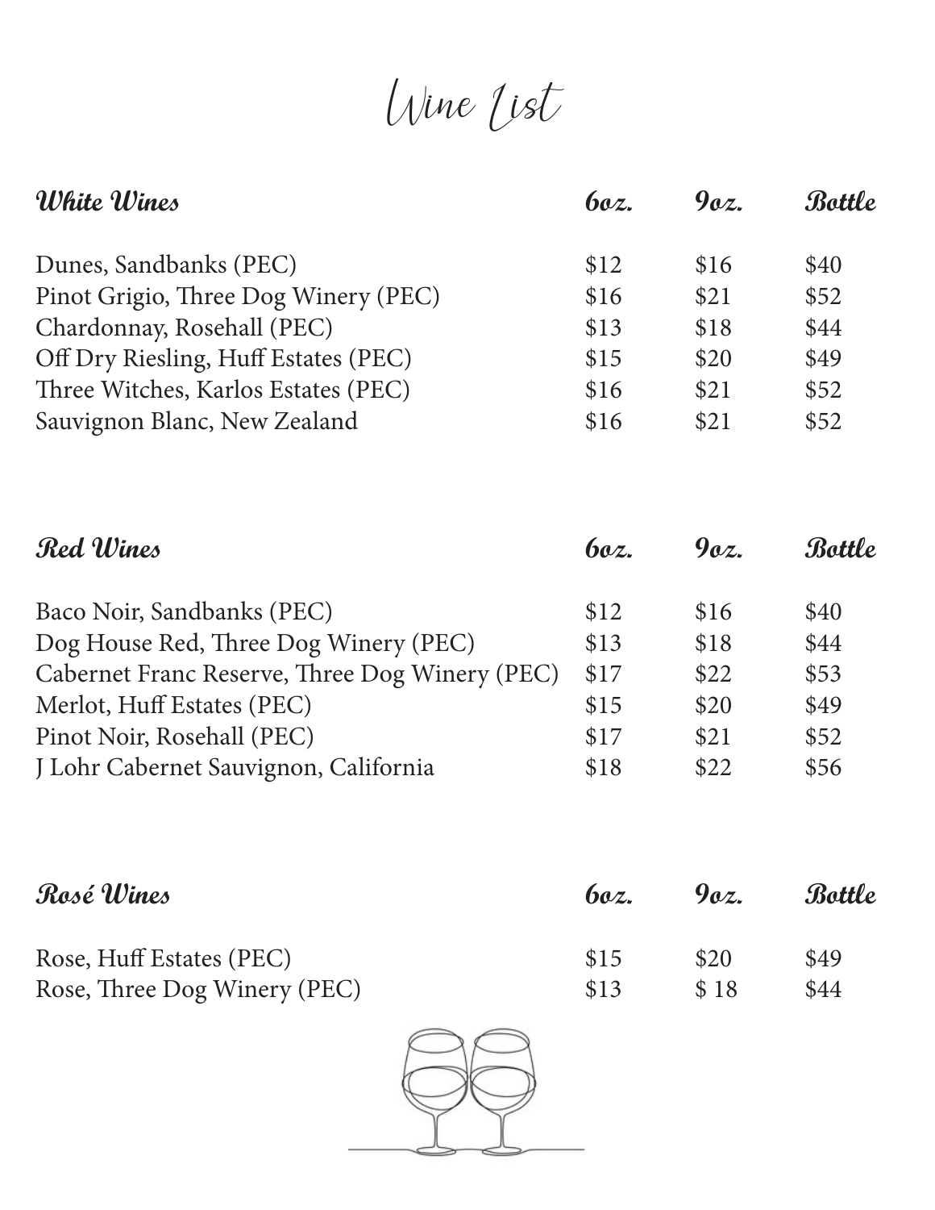# Wine List

| White Wines | 6oz. | 9oz. | Bottle |
| --- | --- | --- | --- |
| Dunes, Sandbanks (PEC) | $12 | $16 | $40 |
| Pinot Grigio, Three Dog Winery (PEC) | $16 | $21 | $52 |
| Chardonnay, Rosehall (PEC) | $13 | $18 | $44 |
| Off Dry Riesling, Huff Estates (PEC) | $15 | $20 | $49 |
| Three Witches, Karlos Estates (PEC) | $16 | $21 | $52 |
| Sauvignon Blanc, New Zealand | $16 | $21 | $52 |

| Red Wines | 6oz. | 9oz. | Bottle |
| --- | --- | --- | --- |
| Baco Noir, Sandbanks (PEC) | $12 | $16 | $40 |
| Dog House Red, Three Dog Winery (PEC) | $13 | $18 | $44 |
| Cabernet Franc Reserve, Three Dog Winery (PEC) | $17 | $22 | $53 |
| Merlot, Huff Estates (PEC) | $15 | $20 | $49 |
| Pinot Noir, Rosehall (PEC) | $17 | $21 | $52 |
| J Lohr Cabernet Sauvignon, California | $18 | $22 | $56 |

| Rosé Wines | 6oz. | 9oz. | Bottle |
| --- | --- | --- | --- |
| Rose, Huff Estates (PEC) | $15 | $20 | $49 |
| Rose, Three Dog Winery (PEC) | $13 | $ 18 | $44 |